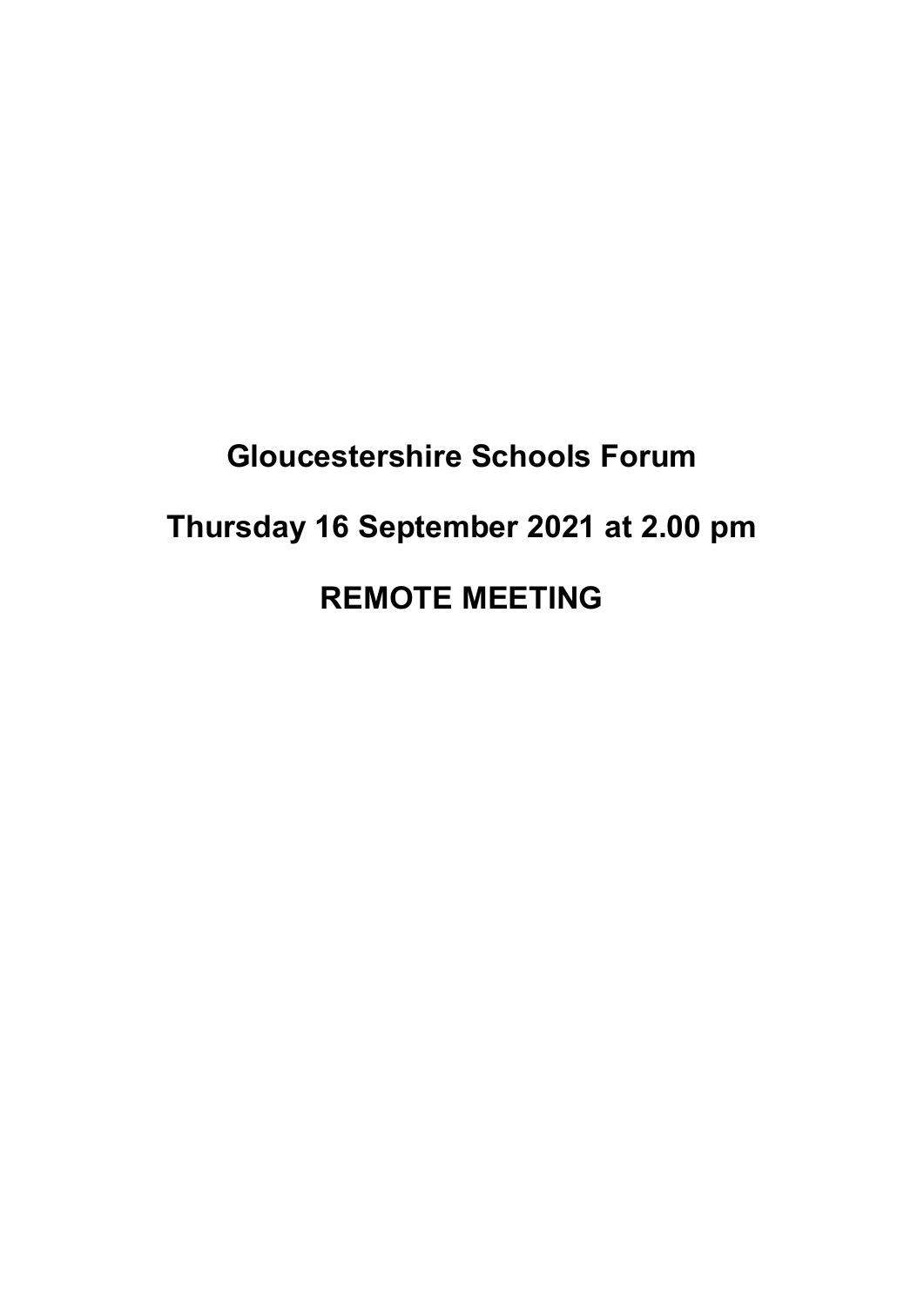# Gloucestershire Schools Forum

# Thursday 16 September 2021 at 2.00 pm

# REMOTE MEETING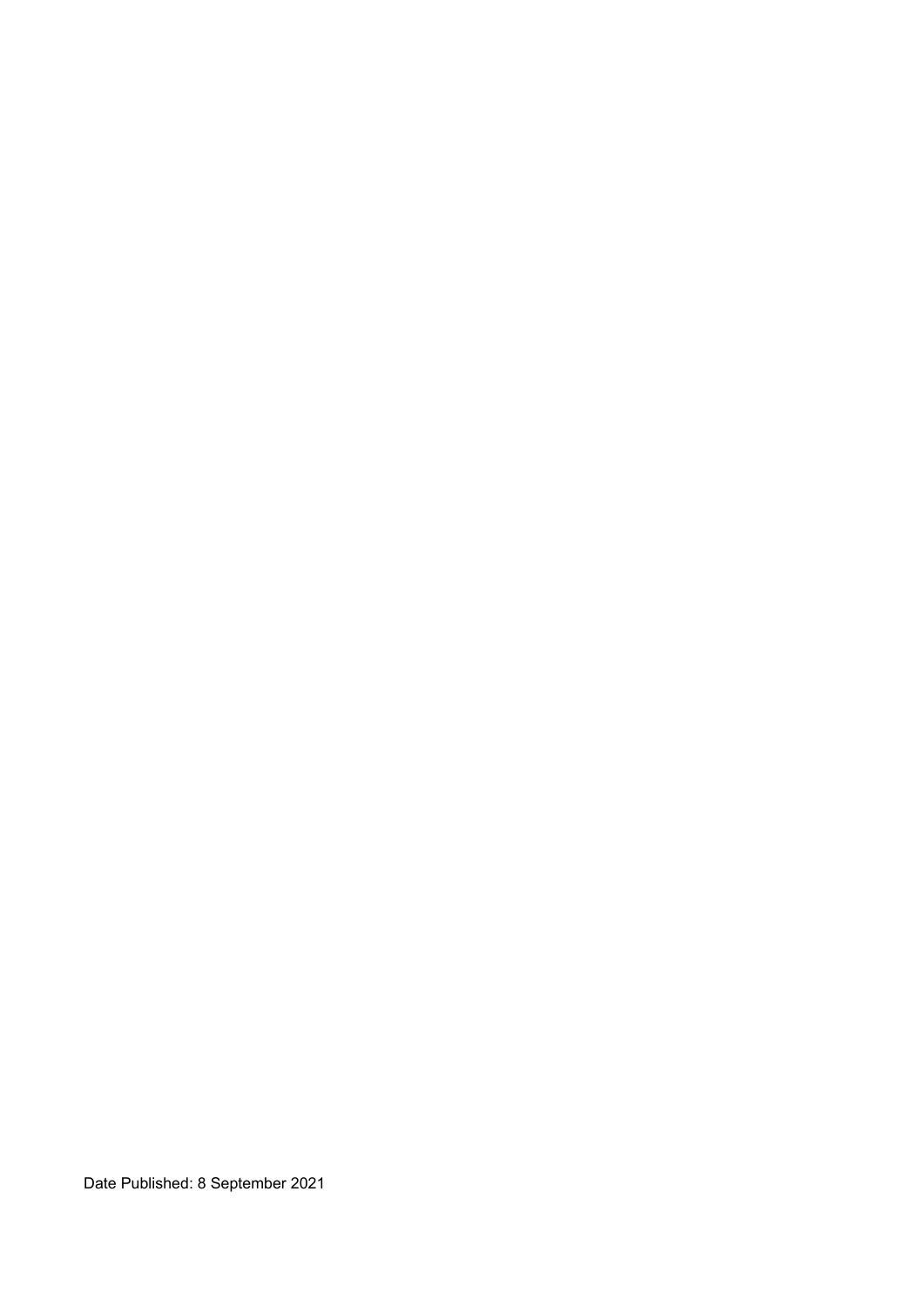Date Published: 8 September 2021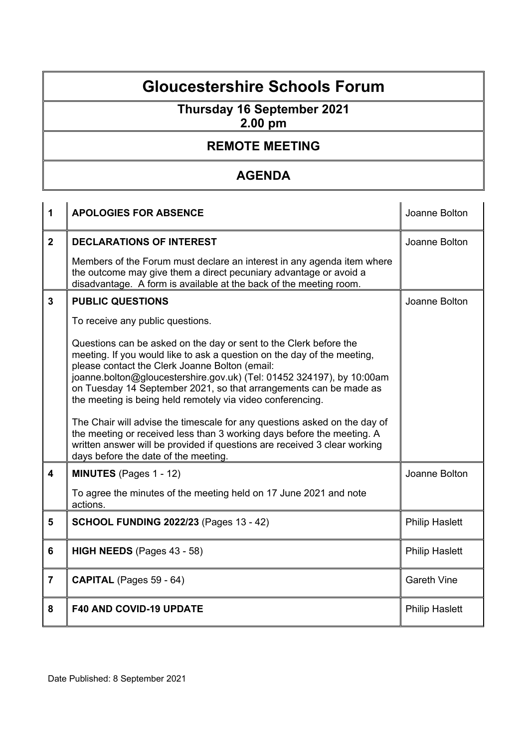# Gloucestershire Schools Forum

## Thursday 16 September 2021
## 2.00 pm

## REMOTE MEETING

## AGENDA

| | | |
|---|---|---|
| **1** | **APOLOGIES FOR ABSENCE** | Joanne Bolton |
| **2** | **DECLARATIONS OF INTEREST**<br><br>Members of the Forum must declare an interest in any agenda item where the outcome may give them a direct pecuniary advantage or avoid a disadvantage. A form is available at the back of the meeting room. | Joanne Bolton |
| **3** | **PUBLIC QUESTIONS**<br><br>To receive any public questions.<br><br>Questions can be asked on the day or sent to the Clerk before the meeting. If you would like to ask a question on the day of the meeting, please contact the Clerk Joanne Bolton (email: joanne.bolton@gloucestershire.gov.uk) (Tel: 01452 324197), by 10:00am on Tuesday 14 September 2021, so that arrangements can be made as the meeting is being held remotely via video conferencing.<br><br>The Chair will advise the timescale for any questions asked on the day of the meeting or received less than 3 working days before the meeting. A written answer will be provided if questions are received 3 clear working days before the date of the meeting. | Joanne Bolton |
| **4** | **MINUTES** (Pages 1 - 12)<br><br>To agree the minutes of the meeting held on 17 June 2021 and note actions. | Joanne Bolton |
| **5** | **SCHOOL FUNDING 2022/23** (Pages 13 - 42) | Philip Haslett |
| **6** | **HIGH NEEDS** (Pages 43 - 58) | Philip Haslett |
| **7** | **CAPITAL** (Pages 59 - 64) | Gareth Vine |
| **8** | **F40 AND COVID-19 UPDATE** | Philip Haslett |

Date Published: 8 September 2021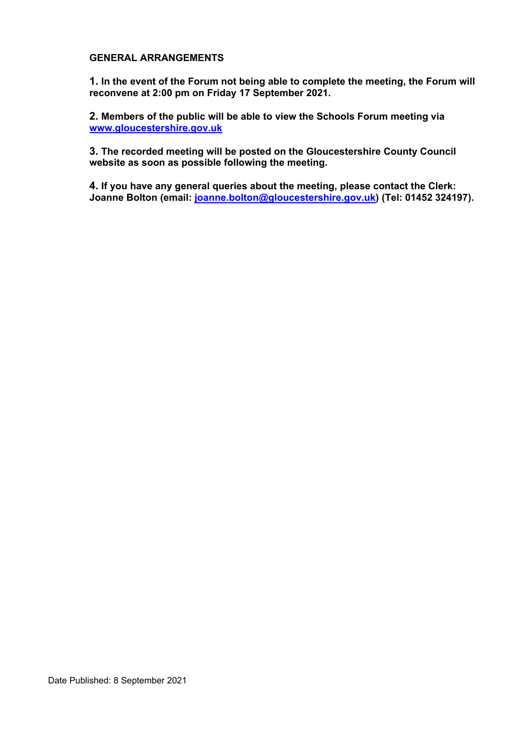**GENERAL ARRANGEMENTS**

**1. In the event of the Forum not being able to complete the meeting, the Forum will reconvene at 2:00 pm on Friday 17 September 2021.**

**2. Members of the public will be able to view the Schools Forum meeting via www.gloucestershire.gov.uk**

**3. The recorded meeting will be posted on the Gloucestershire County Council website as soon as possible following the meeting.**

**4. If you have any general queries about the meeting, please contact the Clerk: Joanne Bolton (email: joanne.bolton@gloucestershire.gov.uk) (Tel: 01452 324197).**

Date Published: 8 September 2021